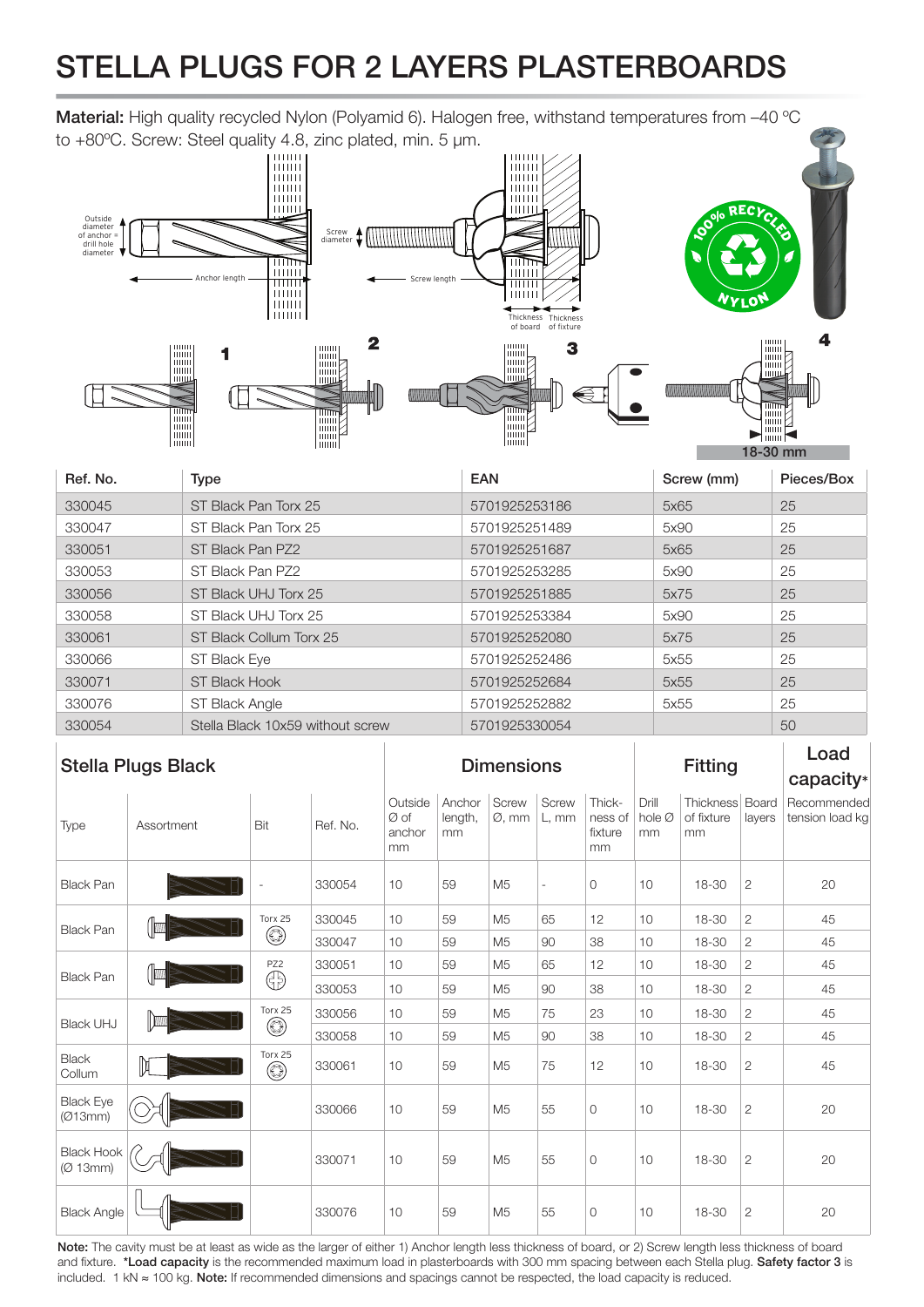# STELLA PLUGS FOR 2 LAYERS PLASTERBOARDS

**Material:** High quality recycled Nylon (Polyamid 6). Halogen free, withstand temperatures from –40 ºC to +80ºC. Screw: Steel quality 4.8, zinc plated, min. 5 µm.

| Ref. No. | Type | EAN | Screw (mm) | Pieces/Box |
|---|---|---|---|---|
| 330045 | ST Black Pan Torx 25 | 5701925253186 | 5x65 | 25 |
| 330047 | ST Black Pan Torx 25 | 5701925251489 | 5x90 | 25 |
| 330051 | ST Black Pan PZ2 | 5701925251687 | 5x65 | 25 |
| 330053 | ST Black Pan PZ2 | 5701925253285 | 5x90 | 25 |
| 330056 | ST Black UHJ Torx 25 | 5701925251885 | 5x75 | 25 |
| 330058 | ST Black UHJ Torx 25 | 5701925253384 | 5x90 | 25 |
| 330061 | ST Black Collum Torx 25 | 5701925252080 | 5x75 | 25 |
| 330066 | ST Black Eye | 5701925252486 | 5x55 | 25 |
| 330071 | ST Black Hook | 5701925252684 | 5x55 | 25 |
| 330076 | ST Black Angle | 5701925252882 | 5x55 | 25 |
| 330054 | Stella Black 10x59 without screw | 5701925330054 | | 50 |

| Stella Plugs Black | | | | Dimensions | | | | | Fitting | | | Load capacity* |
|---|---|---|---|---|---|---|---|---|---|---|---|---|
| Type | Assortment | Bit | Ref. No. | Outside Ø of anchor mm | Anchor length, mm | Screw Ø, mm | Screw L, mm | Thick-ness of fixture mm | Drill hole Ø mm | Thickness of fixture mm | Board layers | Recommended tension load kg |
| Black Pan | | - | 330054 | 10 | 59 | M5 | - | 0 | 10 | 18-30 | 2 | 20 |
| Black Pan | | Torx 25 | 330045 | 10 | 59 | M5 | 65 | 12 | 10 | 18-30 | 2 | 45 |
| | | | 330047 | 10 | 59 | M5 | 90 | 38 | 10 | 18-30 | 2 | 45 |
| Black Pan | | PZ2 | 330051 | 10 | 59 | M5 | 65 | 12 | 10 | 18-30 | 2 | 45 |
| | | | 330053 | 10 | 59 | M5 | 90 | 38 | 10 | 18-30 | 2 | 45 |
| Black UHJ | | Torx 25 | 330056 | 10 | 59 | M5 | 75 | 23 | 10 | 18-30 | 2 | 45 |
| | | | 330058 | 10 | 59 | M5 | 90 | 38 | 10 | 18-30 | 2 | 45 |
| Black Collum | | Torx 25 | 330061 | 10 | 59 | M5 | 75 | 12 | 10 | 18-30 | 2 | 45 |
| Black Eye (Ø13mm) | | | 330066 | 10 | 59 | M5 | 55 | 0 | 10 | 18-30 | 2 | 20 |
| Black Hook (Ø 13mm) | | | 330071 | 10 | 59 | M5 | 55 | 0 | 10 | 18-30 | 2 | 20 |
| Black Angle | | | 330076 | 10 | 59 | M5 | 55 | 0 | 10 | 18-30 | 2 | 20 |

**Note:** The cavity must be at least as wide as the larger of either 1) Anchor length less thickness of board, or 2) Screw length less thickness of board and fixture. ***Load capacity** is the recommended maximum load in plasterboards with 300 mm spacing between each Stella plug. **Safety factor 3** is included. 1 kN ≈ 100 kg. **Note:** If recommended dimensions and spacings cannot be respected, the load capacity is reduced.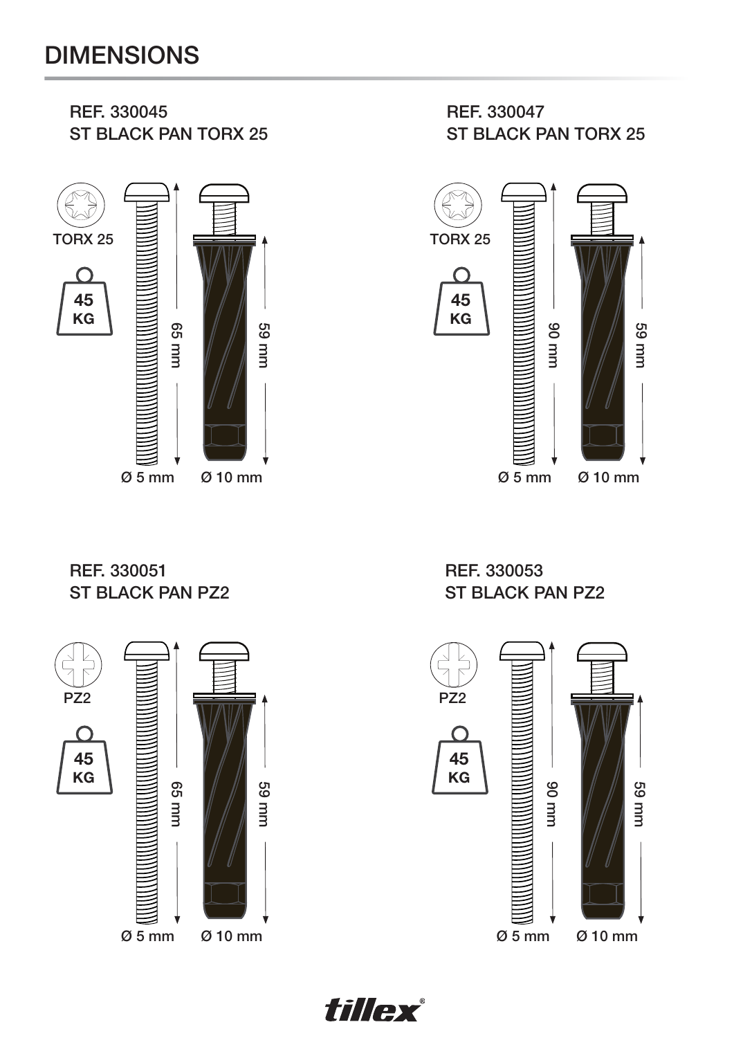# DIMENSIONS

## REF. 330045
### ST BLACK PAN TORX 25

TORX 25

45 KG

65 mm

59 mm

Ø 5 mm

Ø 10 mm

## REF. 330047
### ST BLACK PAN TORX 25

TORX 25

45 KG

90 mm

59 mm

Ø 5 mm

Ø 10 mm

## REF. 330051
### ST BLACK PAN PZ2

PZ2

45 KG

65 mm

59 mm

Ø 5 mm

Ø 10 mm

## REF. 330053
### ST BLACK PAN PZ2

PZ2

45 KG

90 mm

59 mm

Ø 5 mm

Ø 10 mm

tillex®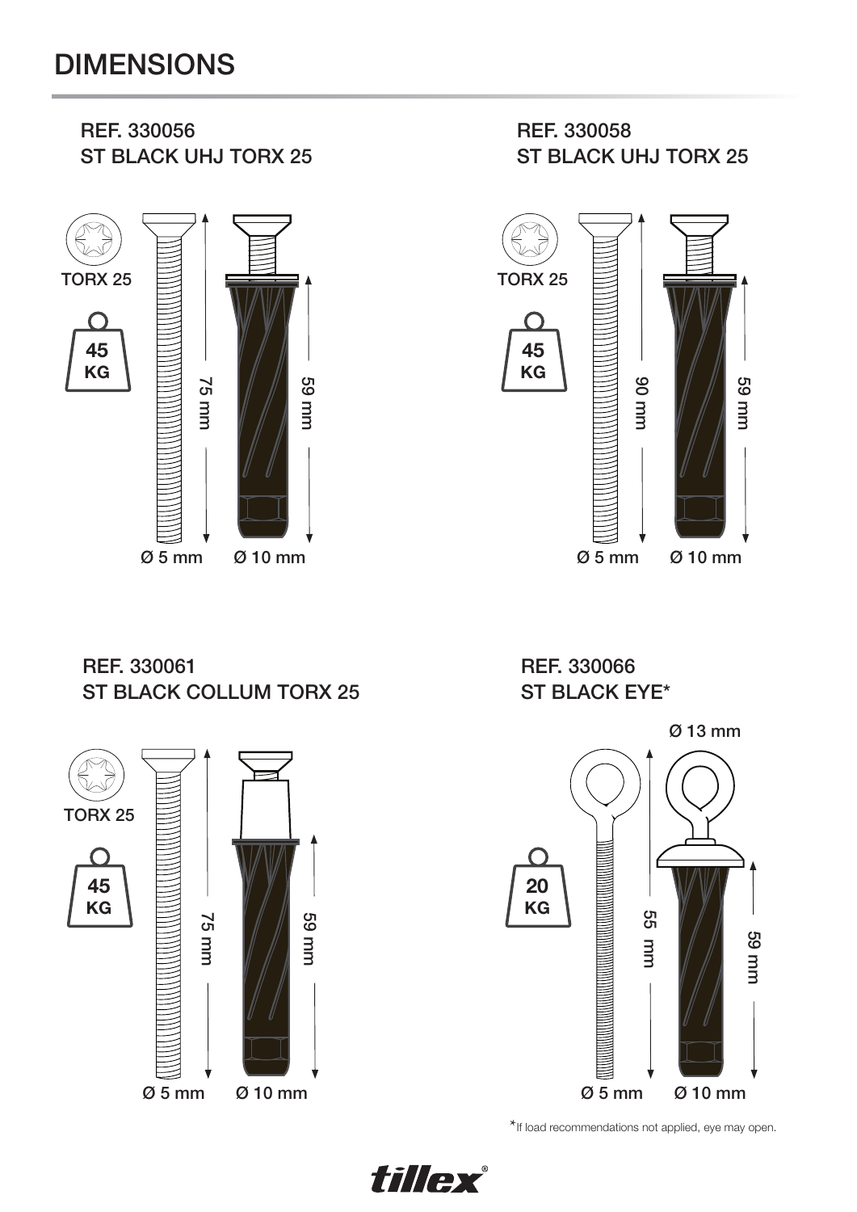# DIMENSIONS

## REF. 330056
## ST BLACK UHJ TORX 25

TORX 25

45 KG

75 mm

59 mm

Ø 5 mm

Ø 10 mm

## REF. 330058
## ST BLACK UHJ TORX 25

TORX 25

45 KG

90 mm

59 mm

Ø 5 mm

Ø 10 mm

## REF. 330061
## ST BLACK COLLUM TORX 25

TORX 25

45 KG

75 mm

59 mm

Ø 5 mm

Ø 10 mm

## REF. 330066
## ST BLACK EYE*

Ø 13 mm

20 KG

55 mm

59 mm

Ø 5 mm

Ø 10 mm

*If load recommendations not applied, eye may open.

tillex®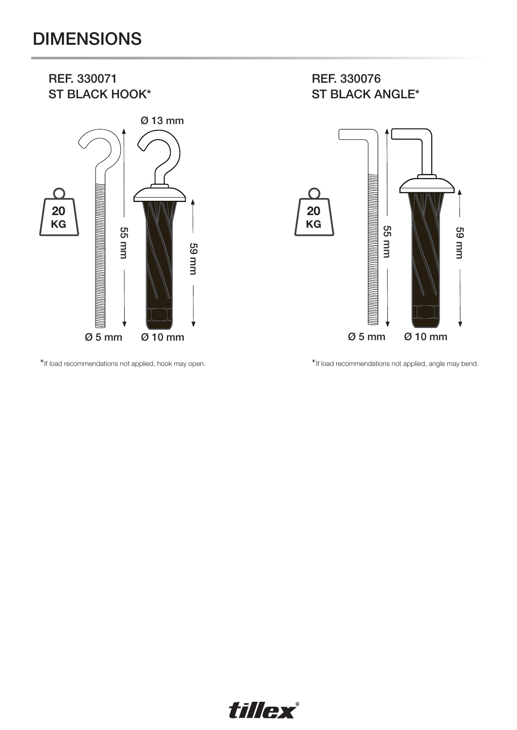# DIMENSIONS

## REF. 330071
## ST BLACK HOOK*

Ø 13 mm

20
KG

55 mm

59 mm

Ø 5 mm Ø 10 mm

*If load recommendations not applied, hook may open.

## REF. 330076
## ST BLACK ANGLE*

20
KG

55 mm

59 mm

Ø 5 mm Ø 10 mm

*If load recommendations not applied, angle may bend.

tillex®